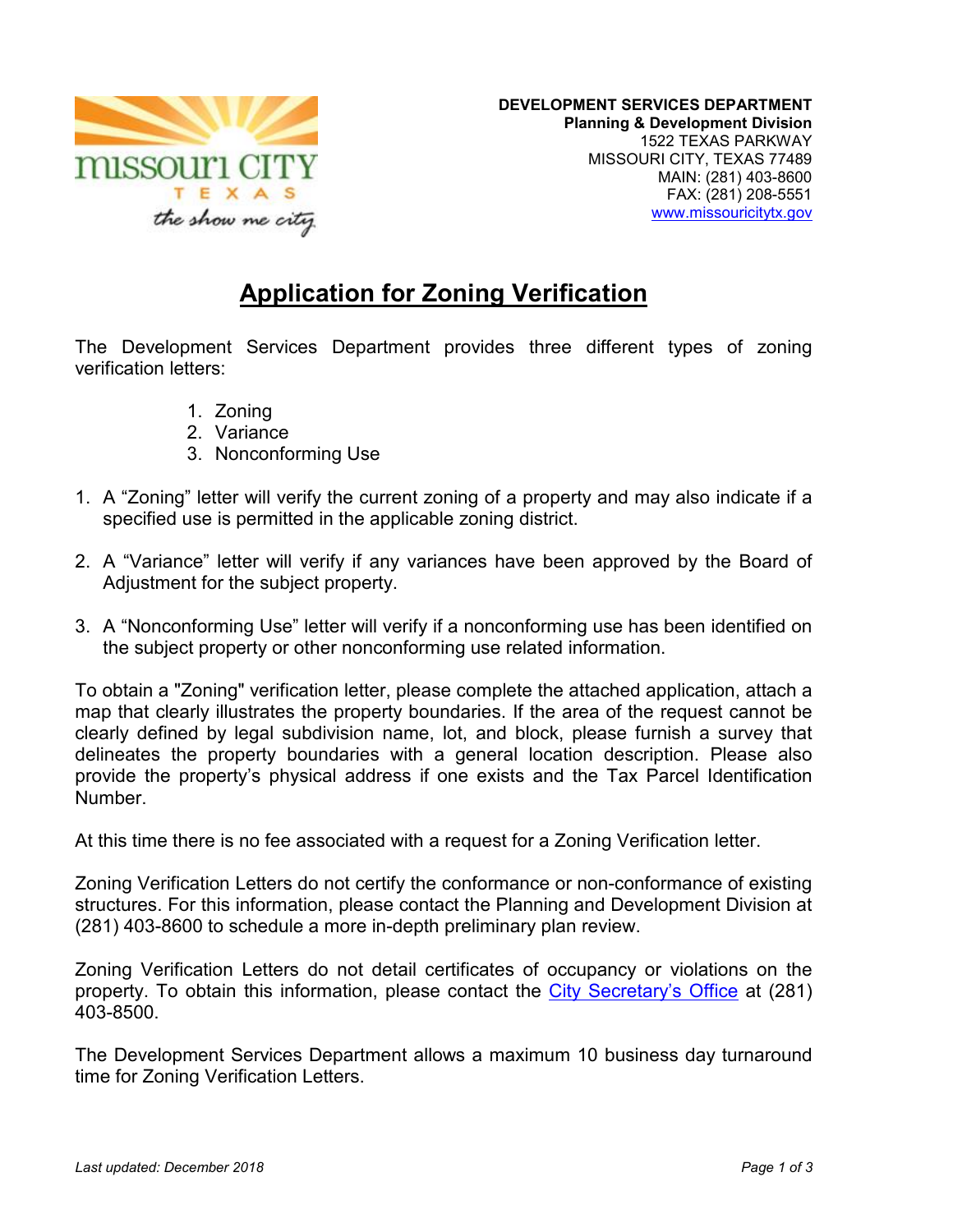**DEVELOPMENT SERVICES DEPARTMENT**
**Planning & Development Division**
1522 TEXAS PARKWAY
MISSOURI CITY, TEXAS 77489
MAIN: (281) 403-8600
FAX: (281) 208-5551
www.missouricitytx.gov

# Application for Zoning Verification

The Development Services Department provides three different types of zoning verification letters:

1. Zoning
2. Variance
3. Nonconforming Use

1. A "Zoning" letter will verify the current zoning of a property and may also indicate if a specified use is permitted in the applicable zoning district.

2. A "Variance" letter will verify if any variances have been approved by the Board of Adjustment for the subject property.

3. A "Nonconforming Use" letter will verify if a nonconforming use has been identified on the subject property or other nonconforming use related information.

To obtain a "Zoning" verification letter, please complete the attached application, attach a map that clearly illustrates the property boundaries. If the area of the request cannot be clearly defined by legal subdivision name, lot, and block, please furnish a survey that delineates the property boundaries with a general location description. Please also provide the property's physical address if one exists and the Tax Parcel Identification Number.

At this time there is no fee associated with a request for a Zoning Verification letter.

Zoning Verification Letters do not certify the conformance or non-conformance of existing structures. For this information, please contact the Planning and Development Division at (281) 403-8600 to schedule a more in-depth preliminary plan review.

Zoning Verification Letters do not detail certificates of occupancy or violations on the property. To obtain this information, please contact the City Secretary's Office at (281) 403-8500.

The Development Services Department allows a maximum 10 business day turnaround time for Zoning Verification Letters.

*Last updated: December 2018*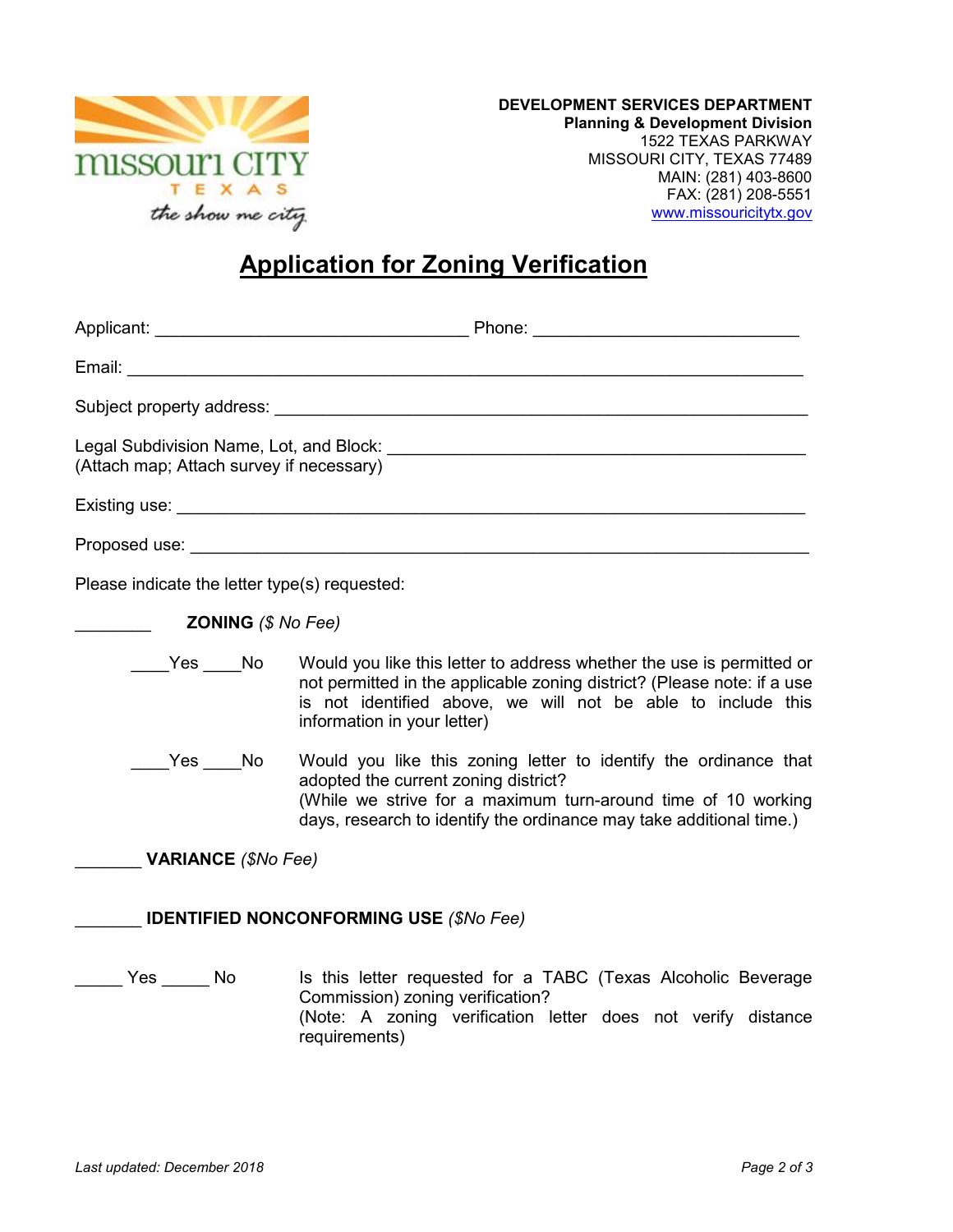DEVELOPMENT SERVICES DEPARTMENT
**Planning & Development Division**
1522 TEXAS PARKWAY
MISSOURI CITY, TEXAS 77489
MAIN: (281) 403-8600
FAX: (281) 208-5551
www.missouricitytx.gov

# Application for Zoning Verification

Applicant: ________________________________ Phone: ___________________________

Email: ______________________________________________________________________

Subject property address: ____________________________________________________

Legal Subdivision Name, Lot, and Block: ___________________________________________
(Attach map; Attach survey if necessary)

Existing use: _______________________________________________________________

Proposed use: ______________________________________________________________

Please indicate the letter type(s) requested:

________ **ZONING** *($ No Fee)*

____Yes ____No Would you like this letter to address whether the use is permitted or not permitted in the applicable zoning district? (Please note: if a use is not identified above, we will not be able to include this information in your letter)

____Yes ____No Would you like this zoning letter to identify the ordinance that adopted the current zoning district?
(While we strive for a maximum turn-around time of 10 working days, research to identify the ordinance may take additional time.)

_______ **VARIANCE** *($No Fee)*

_______ **IDENTIFIED NONCONFORMING USE** *($No Fee)*

_____ Yes _____ No Is this letter requested for a TABC (Texas Alcoholic Beverage Commission) zoning verification?
(Note: A zoning verification letter does not verify distance requirements)

*Last updated: December 2018*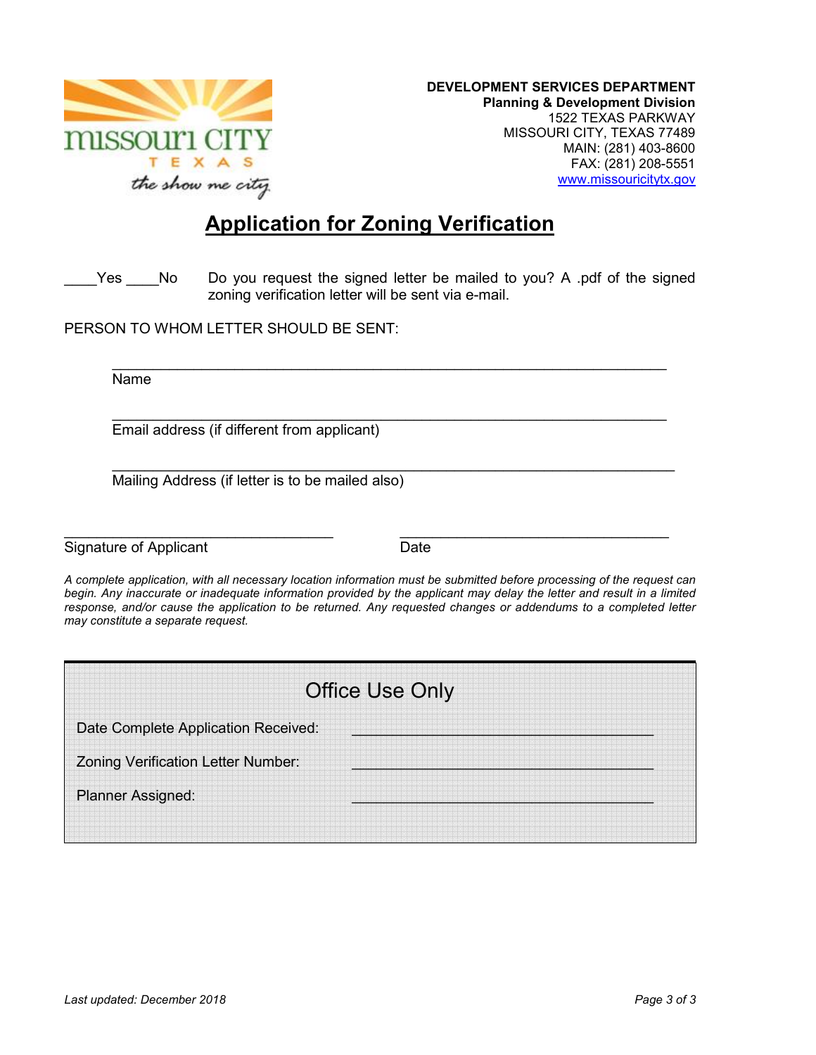missouri CITY
TEXAS
the show me city

**DEVELOPMENT SERVICES DEPARTMENT**
**Planning & Development Division**
1522 TEXAS PARKWAY
MISSOURI CITY, TEXAS 77489
MAIN: (281) 403-8600
FAX: (281) 208-5551
www.missouricitytx.gov

# Application for Zoning Verification

____Yes ____No Do you request the signed letter be mailed to you? A .pdf of the signed zoning verification letter will be sent via e-mail.

PERSON TO WHOM LETTER SHOULD BE SENT:

______________________________________________
Name

______________________________________________
Email address (if different from applicant)

______________________________________________
Mailing Address (if letter is to be mailed also)

______________________________ ______________________________
Signature of Applicant Date

*A complete application, with all necessary location information must be submitted before processing of the request can begin. Any inaccurate or inadequate information provided by the applicant may delay the letter and result in a limited response, and/or cause the application to be returned. Any requested changes or addendums to a completed letter may constitute a separate request.*

## Office Use Only

Date Complete Application Received: ______________________________

Zoning Verification Letter Number: ______________________________

Planner Assigned: ______________________________

*Last updated: December 2018*